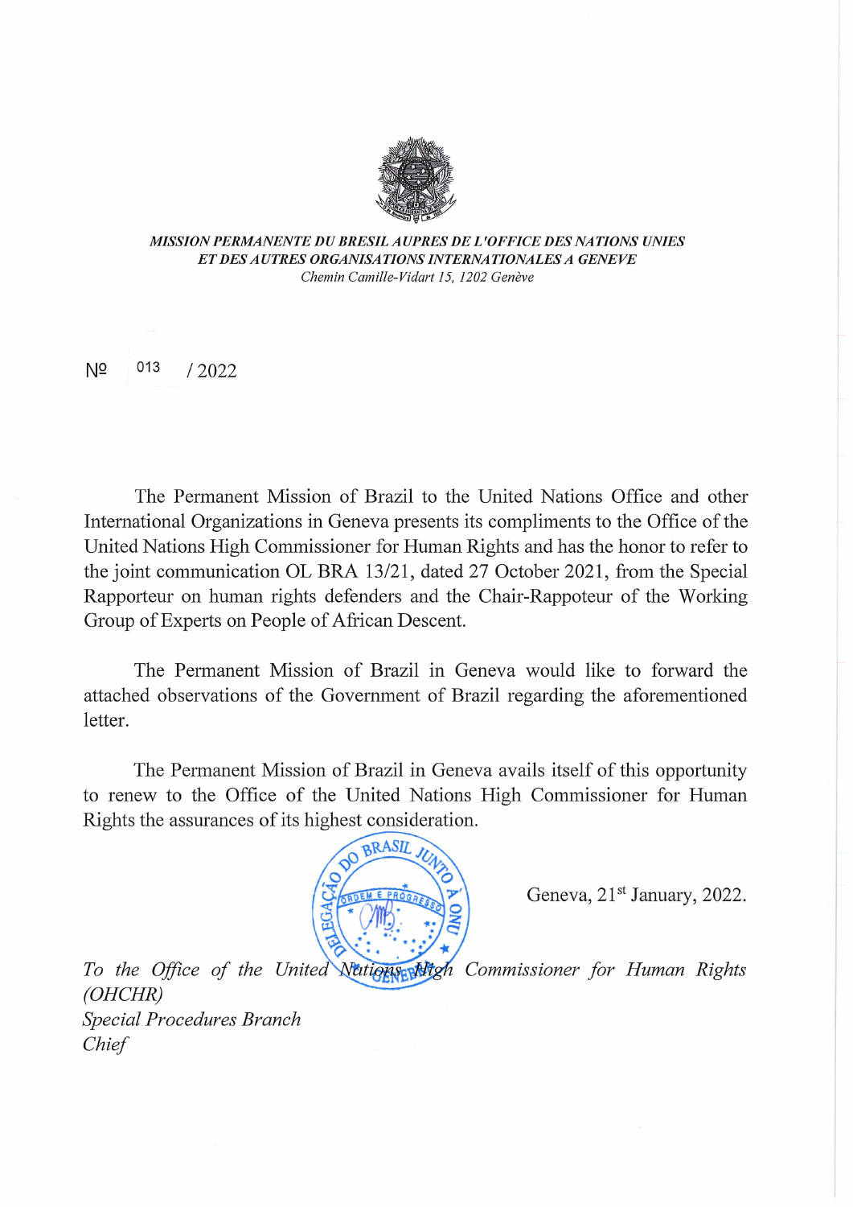*MISSION PERMANENTE DU BRESIL AUPRES DE L'OFFICE DES NATIONS UNIES ET DES AUTRES ORGANISATIONS INTERNATIONALES A GENEVE*
*Chemin Camille-Vidart 15, 1202 Genève*

Nº 013 / 2022

The Permanent Mission of Brazil to the United Nations Office and other International Organizations in Geneva presents its compliments to the Office of the United Nations High Commissioner for Human Rights and has the honor to refer to the joint communication OL BRA 13/21, dated 27 October 2021, from the Special Rapporteur on human rights defenders and the Chair-Rapporteur of the Working Group of Experts on People of African Descent.

The Permanent Mission of Brazil in Geneva would like to forward the attached observations of the Government of Brazil regarding the aforementioned letter.

The Permanent Mission of Brazil in Geneva avails itself of this opportunity to renew to the Office of the United Nations High Commissioner for Human Rights the assurances of its highest consideration.

Geneva, 21st January, 2022.

*To the Office of the United Nations High Commissioner for Human Rights (OHCHR)*
*Special Procedures Branch*
*Chief*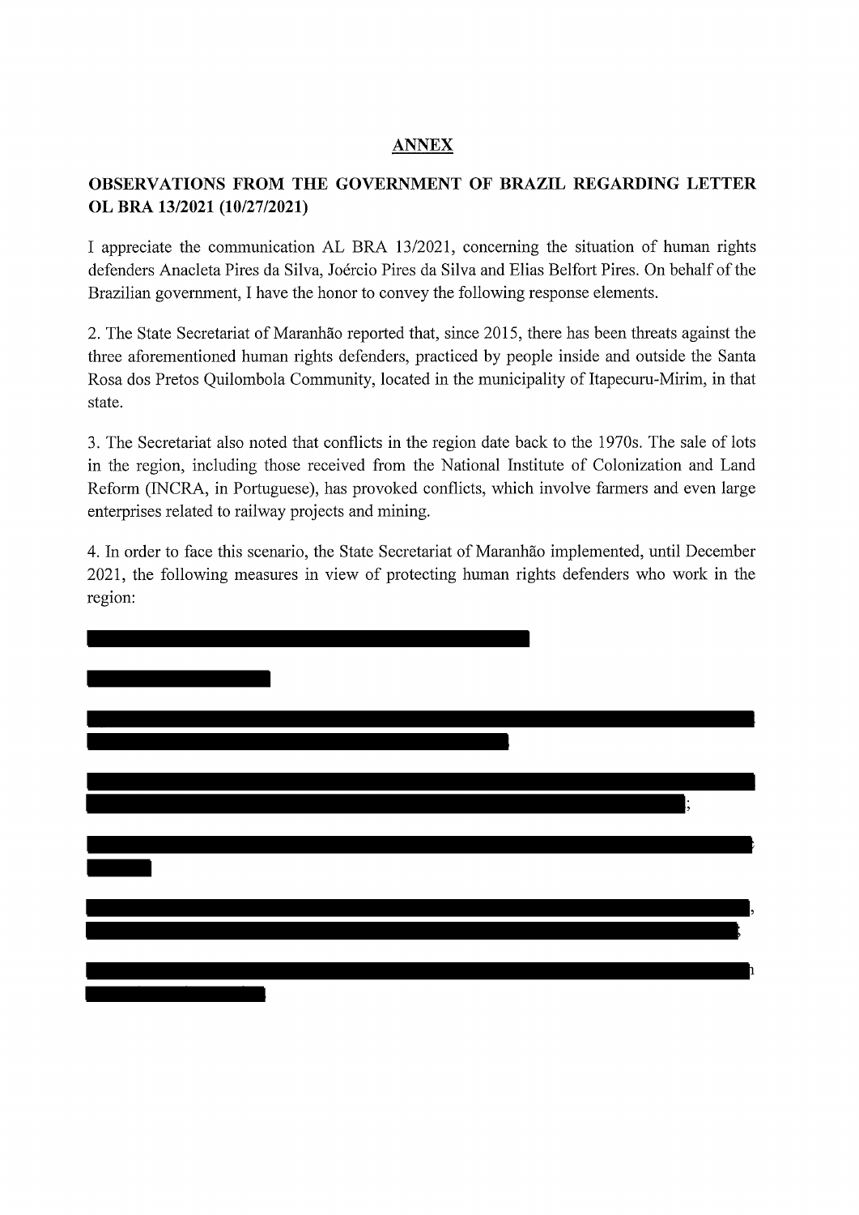## ANNEX

## OBSERVATIONS FROM THE GOVERNMENT OF BRAZIL REGARDING LETTER OL BRA 13/2021 (10/27/2021)

I appreciate the communication AL BRA 13/2021, concerning the situation of human rights defenders Anacleta Pires da Silva, Joércio Pires da Silva and Elias Belfort Pires. On behalf of the Brazilian government, I have the honor to convey the following response elements.

2. The State Secretariat of Maranhão reported that, since 2015, there has been threats against the three aforementioned human rights defenders, practiced by people inside and outside the Santa Rosa dos Pretos Quilombola Community, located in the municipality of Itapecuru-Mirim, in that state.

3. The Secretariat also noted that conflicts in the region date back to the 1970s. The sale of lots in the region, including those received from the National Institute of Colonization and Land Reform (INCRA, in Portuguese), has provoked conflicts, which involve farmers and even large enterprises related to railway projects and mining.

4. In order to face this scenario, the State Secretariat of Maranhão implemented, until December 2021, the following measures in view of protecting human rights defenders who work in the region: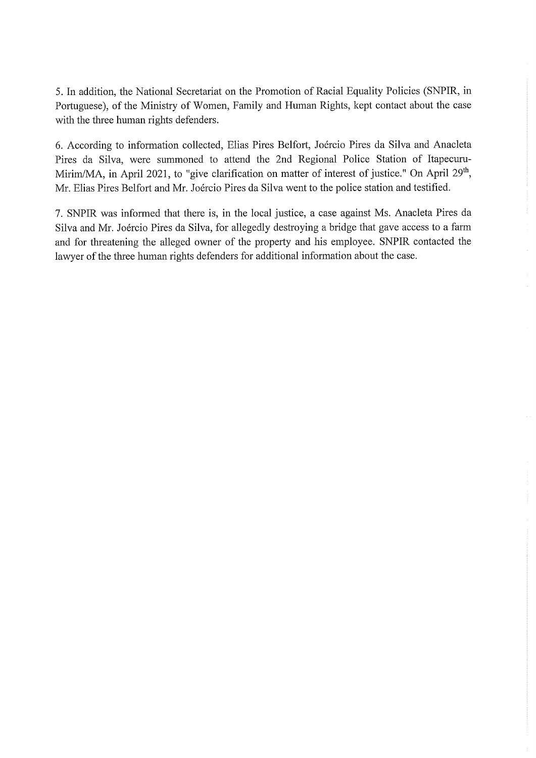5. In addition, the National Secretariat on the Promotion of Racial Equality Policies (SNPIR, in Portuguese), of the Ministry of Women, Family and Human Rights, kept contact about the case with the three human rights defenders.

6. According to information collected, Elias Pires Belfort, Joércio Pires da Silva and Anacleta Pires da Silva, were summoned to attend the 2nd Regional Police Station of Itapecuru-Mirim/MA, in April 2021, to "give clarification on matter of interest of justice." On April 29th, Mr. Elias Pires Belfort and Mr. Joércio Pires da Silva went to the police station and testified.

7. SNPIR was informed that there is, in the local justice, a case against Ms. Anacleta Pires da Silva and Mr. Joércio Pires da Silva, for allegedly destroying a bridge that gave access to a farm and for threatening the alleged owner of the property and his employee. SNPIR contacted the lawyer of the three human rights defenders for additional information about the case.